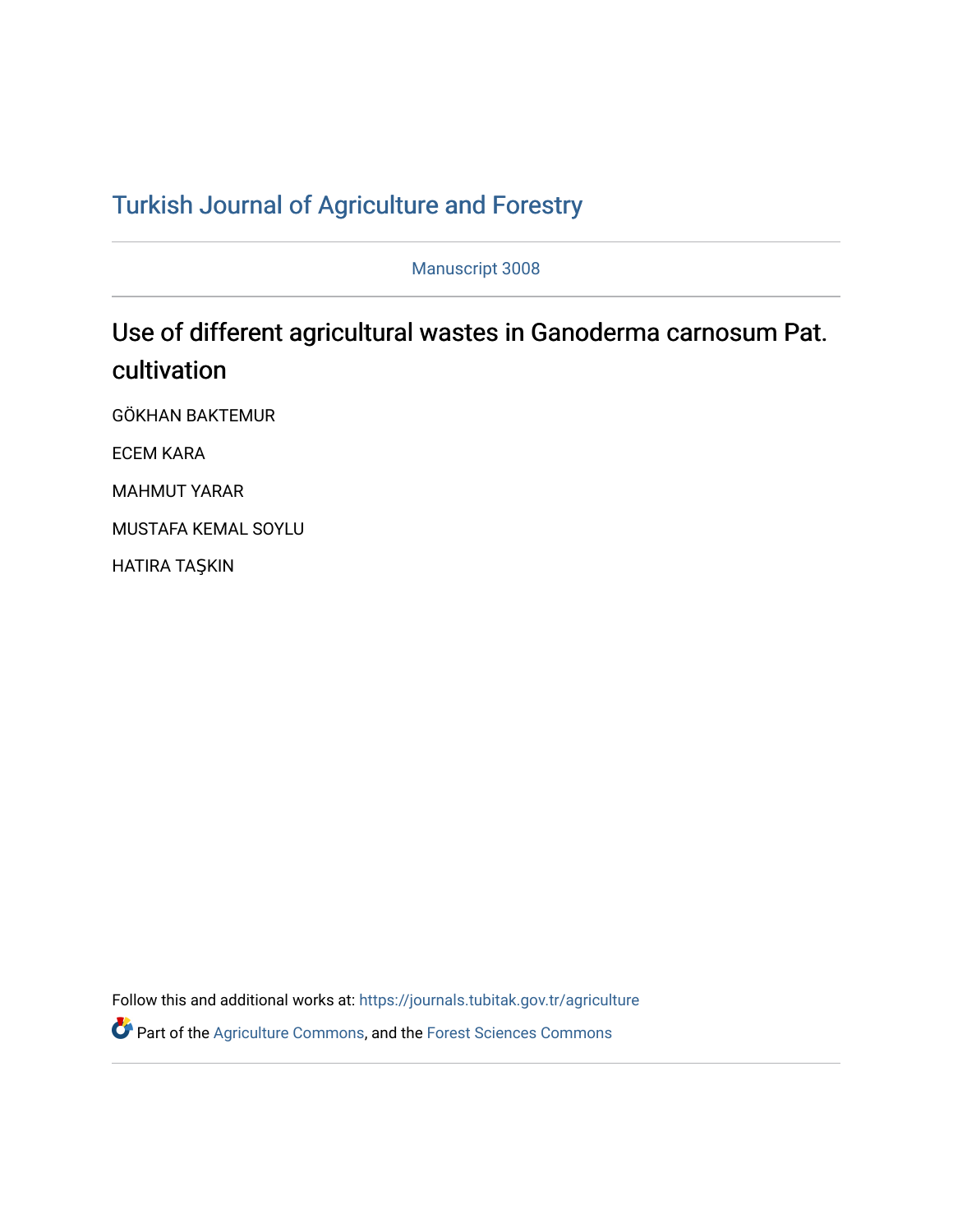# Turkish Journal of Agriculture and Forestry

Manuscript 3008

## Use of different agricultural wastes in Ganoderma carnosum Pat. cultivation

GÖKHAN BAKTEMUR

ECEM KARA

MAHMUT YARAR

MUSTAFA KEMAL SOYLU

HATIRA TAŞKIN

Follow this and additional works at: https://journals.tubitak.gov.tr/agriculture

Part of the Agriculture Commons, and the Forest Sciences Commons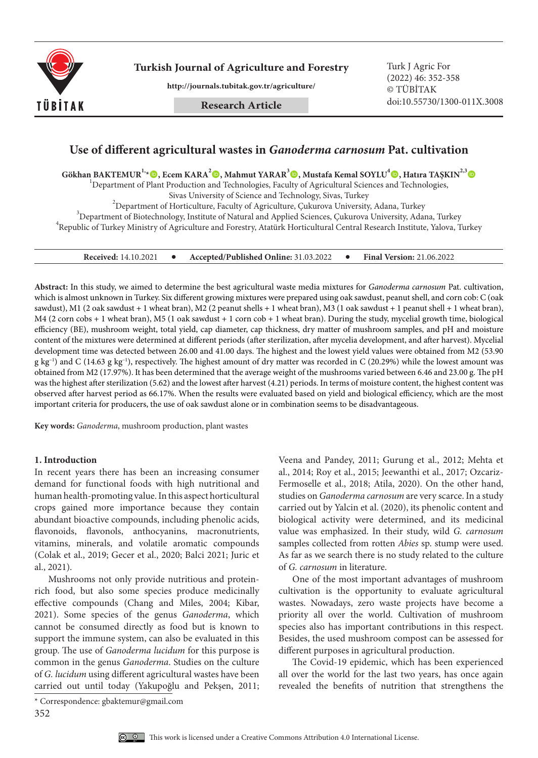# Use of different agricultural wastes in *Ganoderma carnosum* Pat. cultivation

**Gökhan BAKTEMUR**[1,*], **Ecem KARA**[2], **Mahmut YARAR**[3], **Mustafa Kemal SOYLU**[4], **Hatıra TAŞKIN**[2,3]

[1]Department of Plant Production and Technologies, Faculty of Agricultural Sciences and Technologies, Sivas University of Science and Technology, Sivas, Turkey

[2]Department of Horticulture, Faculty of Agriculture, Çukurova University, Adana, Turkey

[3]Department of Biotechnology, Institute of Natural and Applied Sciences, Çukurova University, Adana, Turkey

[4]Republic of Turkey Ministry of Agriculture and Forestry, Atatürk Horticultural Central Research Institute, Yalova, Turkey

**Received:** 14.10.2021 • **Accepted/Published Online:** 31.03.2022 • **Final Version:** 21.06.2022

**Abstract:** In this study, we aimed to determine the best agricultural waste media mixtures for *Ganoderma carnosum* Pat. cultivation, which is almost unknown in Turkey. Six different growing mixtures were prepared using oak sawdust, peanut shell, and corn cob: C (oak sawdust), M1 (2 oak sawdust + 1 wheat bran), M2 (2 peanut shells + 1 wheat bran), M3 (1 oak sawdust + 1 peanut shell + 1 wheat bran), M4 (2 corn cobs + 1 wheat bran), M5 (1 oak sawdust + 1 corn cob + 1 wheat bran). During the study, mycelial growth time, biological efficiency (BE), mushroom weight, total yield, cap diameter, cap thickness, dry matter of mushroom samples, and pH and moisture content of the mixtures were determined at different periods (after sterilization, after mycelia development, and after harvest). Mycelial development time was detected between 26.00 and 41.00 days. The highest and the lowest yield values were obtained from M2 (53.90 g $kg^{-1}$) and C (14.63 g $kg^{-1}$), respectively. The highest amount of dry matter was recorded in C (20.29%) while the lowest amount was obtained from M2 (17.97%). It has been determined that the average weight of the mushrooms varied between 6.46 and 23.00 g. The pH was the highest after sterilization (5.62) and the lowest after harvest (4.21) periods. In terms of moisture content, the highest content was observed after harvest period as 66.17%. When the results were evaluated based on yield and biological efficiency, which are the most important criteria for producers, the use of oak sawdust alone or in combination seems to be disadvantageous.

**Key words:** *Ganoderma*, mushroom production, plant wastes

## 1. Introduction

In recent years there has been an increasing consumer demand for functional foods with high nutritional and human health-promoting value. In this aspect horticultural crops gained more importance because they contain abundant bioactive compounds, including phenolic acids, flavonoids, flavonols, anthocyanins, macronutrients, vitamins, minerals, and volatile aromatic compounds (Colak et al., 2019; Gecer et al., 2020; Balci 2021; Juric et al., 2021).

Mushrooms not only provide nutritious and protein-rich food, but also some species produce medicinally effective compounds (Chang and Miles, 2004; Kibar, 2021). Some species of the genus *Ganoderma*, which cannot be consumed directly as food but is known to support the immune system, can also be evaluated in this group. The use of *Ganoderma lucidum* for this purpose is common in the genus *Ganoderma*. Studies on the culture of *G. lucidum* using different agricultural wastes have been carried out until today (Yakupoğlu and Pekşen, 2011; Veena and Pandey, 2011; Gurung et al., 2012; Mehta et al., 2014; Roy et al., 2015; Jeewanthi et al., 2017; Ozcariz-Fermoselle et al., 2018; Atila, 2020). On the other hand, studies on *Ganoderma carnosum* are very scarce. In a study carried out by Yalcin et al. (2020), its phenolic content and biological activity were determined, and its medicinal value was emphasized. In their study, wild *G. carnosum* samples collected from rotten *Abies* sp. stump were used. As far as we search there is no study related to the culture of *G. carnosum* in literature.

One of the most important advantages of mushroom cultivation is the opportunity to evaluate agricultural wastes. Nowadays, zero waste projects have become a priority all over the world. Cultivation of mushroom species also has important contributions in this respect. Besides, the used mushroom compost can be assessed for different purposes in agricultural production.

The Covid-19 epidemic, which has been experienced all over the world for the last two years, has once again revealed the benefits of nutrition that strengthens the

\* Correspondence: gbaktemur@gmail.com

This work is licensed under a Creative Commons Attribution 4.0 International License.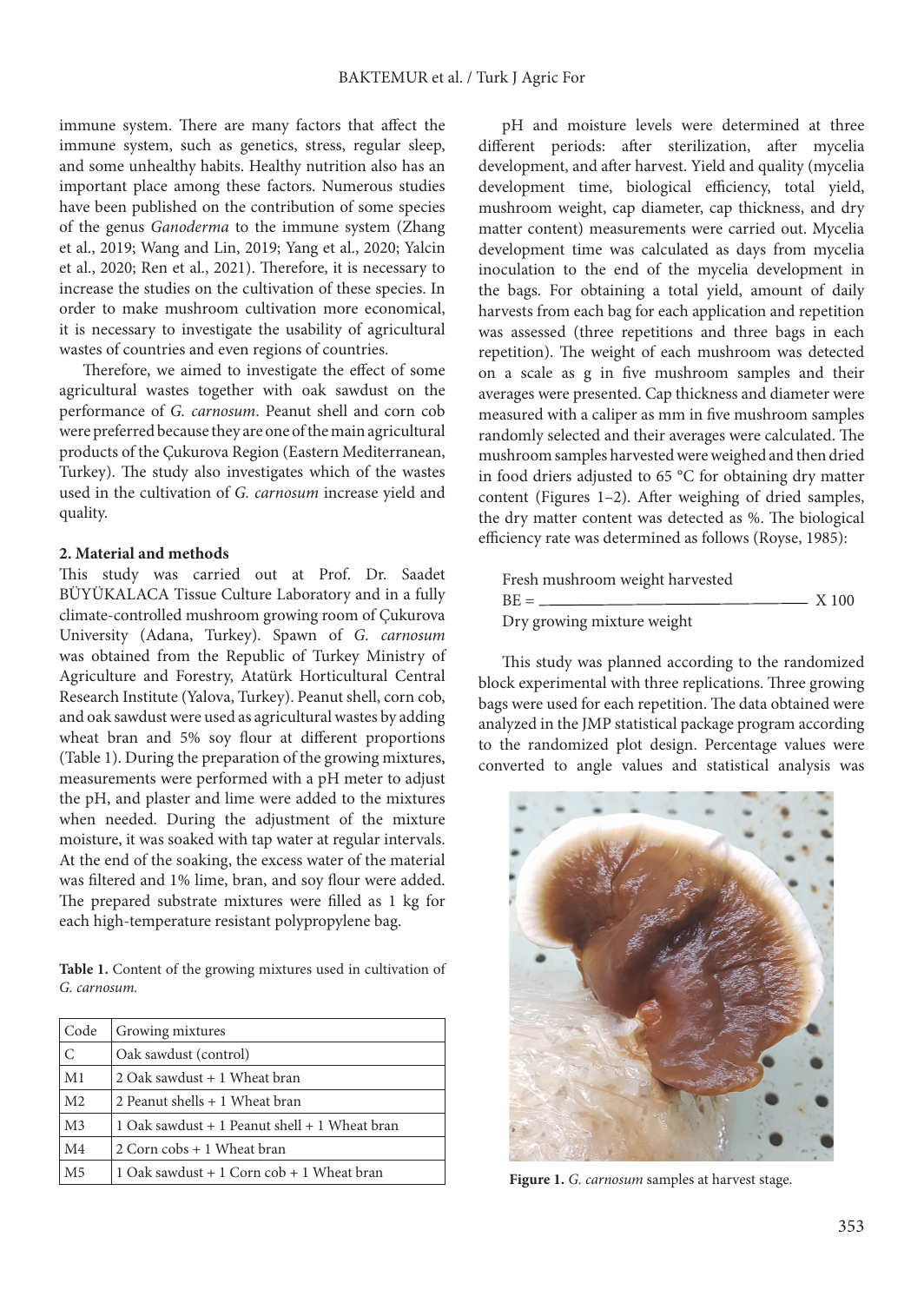immune system. There are many factors that affect the immune system, such as genetics, stress, regular sleep, and some unhealthy habits. Healthy nutrition also has an important place among these factors. Numerous studies have been published on the contribution of some species of the genus *Ganoderma* to the immune system (Zhang et al., 2019; Wang and Lin, 2019; Yang et al., 2020; Yalcin et al., 2020; Ren et al., 2021). Therefore, it is necessary to increase the studies on the cultivation of these species. In order to make mushroom cultivation more economical, it is necessary to investigate the usability of agricultural wastes of countries and even regions of countries.

Therefore, we aimed to investigate the effect of some agricultural wastes together with oak sawdust on the performance of *G. carnosum*. Peanut shell and corn cob were preferred because they are one of the main agricultural products of the Çukurova Region (Eastern Mediterranean, Turkey). The study also investigates which of the wastes used in the cultivation of *G. carnosum* increase yield and quality.

## 2. Material and methods

This study was carried out at Prof. Dr. Saadet BÜYÜKALACA Tissue Culture Laboratory and in a fully climate-controlled mushroom growing room of Çukurova University (Adana, Turkey). Spawn of *G. carnosum* was obtained from the Republic of Turkey Ministry of Agriculture and Forestry, Atatürk Horticultural Central Research Institute (Yalova, Turkey). Peanut shell, corn cob, and oak sawdust were used as agricultural wastes by adding wheat bran and 5% soy flour at different proportions (Table 1). During the preparation of the growing mixtures, measurements were performed with a pH meter to adjust the pH, and plaster and lime were added to the mixtures when needed. During the adjustment of the mixture moisture, it was soaked with tap water at regular intervals. At the end of the soaking, the excess water of the material was filtered and 1% lime, bran, and soy flour were added. The prepared substrate mixtures were filled as 1 kg for each high-temperature resistant polypropylene bag.

**Table 1.** Content of the growing mixtures used in cultivation of *G. carnosum.*

| Code | Growing mixtures |
|---|---|
| C | Oak sawdust (control) |
| M1 | 2 Oak sawdust + 1 Wheat bran |
| M2 | 2 Peanut shells + 1 Wheat bran |
| M3 | 1 Oak sawdust + 1 Peanut shell + 1 Wheat bran |
| M4 | 2 Corn cobs + 1 Wheat bran |
| M5 | 1 Oak sawdust + 1 Corn cob + 1 Wheat bran |

pH and moisture levels were determined at three different periods: after sterilization, after mycelia development, and after harvest. Yield and quality (mycelia development time, biological efficiency, total yield, mushroom weight, cap diameter, cap thickness, and dry matter content) measurements were carried out. Mycelia development time was calculated as days from mycelia inoculation to the end of the mycelia development in the bags. For obtaining a total yield, amount of daily harvests from each bag for each application and repetition was assessed (three repetitions and three bags in each repetition). The weight of each mushroom was detected on a scale as g in five mushroom samples and their averages were presented. Cap thickness and diameter were measured with a caliper as mm in five mushroom samples randomly selected and their averages were calculated. The mushroom samples harvested were weighed and then dried in food driers adjusted to 65 °C for obtaining dry matter content (Figures 1–2). After weighing of dried samples, the dry matter content was detected as %. The biological efficiency rate was determined as follows (Royse, 1985):

$$BE = \frac{\text{Fresh mushroom weight harvested}}{\text{Dry growing mixture weight}} \times 100$$

This study was planned according to the randomized block experimental with three replications. Three growing bags were used for each repetition. The data obtained were analyzed in the JMP statistical package program according to the randomized plot design. Percentage values were converted to angle values and statistical analysis was

**Figure 1.** *G. carnosum* samples at harvest stage.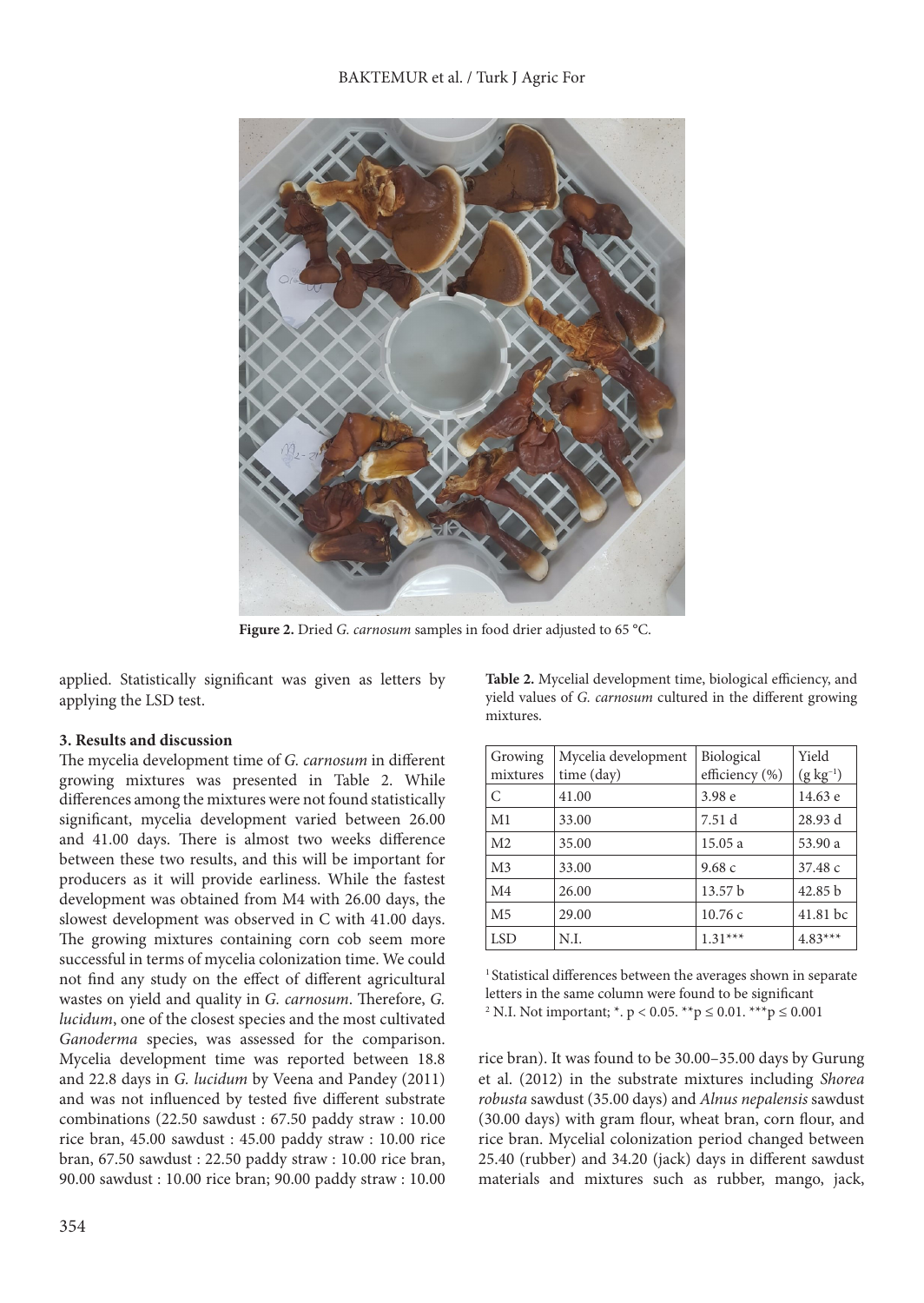**Figure 2.** Dried *G. carnosum* samples in food drier adjusted to 65 °C.

applied. Statistically significant was given as letters by applying the LSD test.

## 3. Results and discussion

The mycelia development time of *G. carnosum* in different growing mixtures was presented in Table 2. While differences among the mixtures were not found statistically significant, mycelia development varied between 26.00 and 41.00 days. There is almost two weeks difference between these two results, and this will be important for producers as it will provide earliness. While the fastest development was obtained from M4 with 26.00 days, the slowest development was observed in C with 41.00 days. The growing mixtures containing corn cob seem more successful in terms of mycelia colonization time. We could not find any study on the effect of different agricultural wastes on yield and quality in *G. carnosum*. Therefore, *G. lucidum*, one of the closest species and the most cultivated *Ganoderma* species, was assessed for the comparison. Mycelia development time was reported between 18.8 and 22.8 days in *G. lucidum* by Veena and Pandey (2011) and was not influenced by tested five different substrate combinations (22.50 sawdust : 67.50 paddy straw : 10.00 rice bran, 45.00 sawdust : 45.00 paddy straw : 10.00 rice bran, 67.50 sawdust : 22.50 paddy straw : 10.00 rice bran, 90.00 sawdust : 10.00 rice bran; 90.00 paddy straw : 10.00 rice bran). It was found to be 30.00–35.00 days by Gurung et al. (2012) in the substrate mixtures including *Shorea robusta* sawdust (35.00 days) and *Alnus nepalensis* sawdust (30.00 days) with gram flour, wheat bran, corn flour, and rice bran. Mycelial colonization period changed between 25.40 (rubber) and 34.20 (jack) days in different sawdust materials and mixtures such as rubber, mango, jack,

**Table 2.** Mycelial development time, biological efficiency, and yield values of *G. carnosum* cultured in the different growing mixtures.

| Growing mixtures | Mycelia development time (day) | Biological efficiency (%) | Yield (g $kg^{-1}$) |
|---|---|---|---|
| C | 41.00 | 3.98 e | 14.63 e |
| M1 | 33.00 | 7.51 d | 28.93 d |
| M2 | 35.00 | 15.05 a | 53.90 a |
| M3 | 33.00 | 9.68 c | 37.48 c |
| M4 | 26.00 | 13.57 b | 42.85 b |
| M5 | 29.00 | 10.76 c | 41.81 bc |
| LSD | N.I. | 1.31*** | 4.83*** |

[1] Statistical differences between the averages shown in separate letters in the same column were found to be significant
[2] N.I. Not important; *. $p < 0.05$. ** $p \leq 0.01$. *** $p \leq 0.001$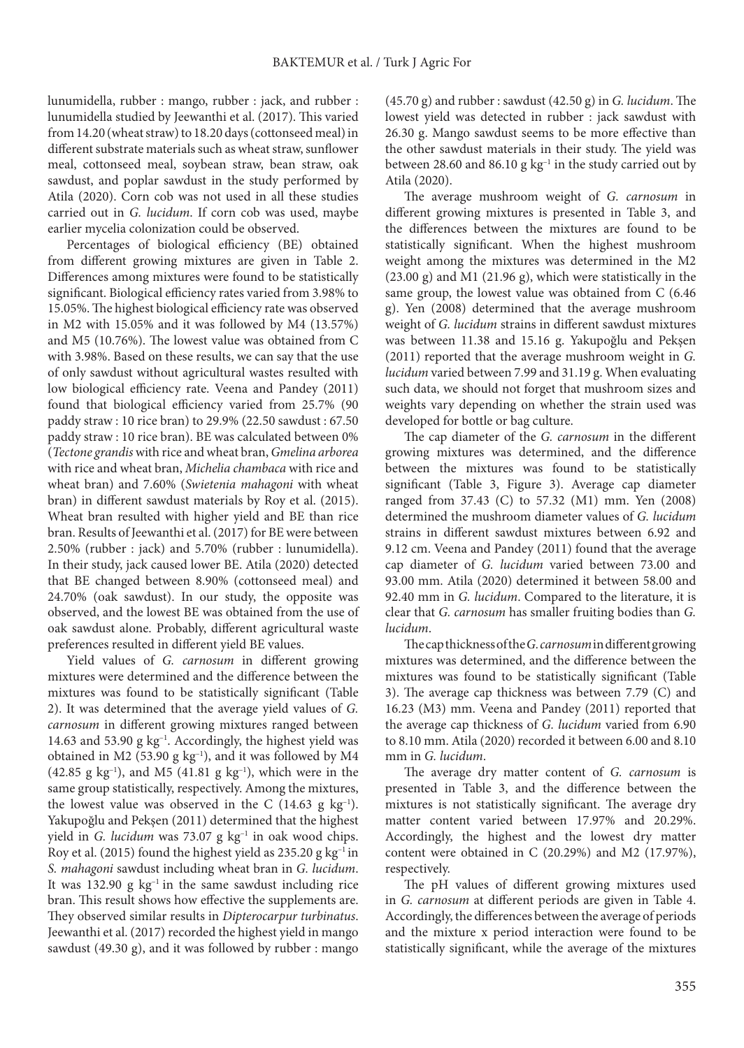lunumidella, rubber : mango, rubber : jack, and rubber : lunumidella studied by Jeewanthi et al. (2017). This varied from 14.20 (wheat straw) to 18.20 days (cottonseed meal) in different substrate materials such as wheat straw, sunflower meal, cottonseed meal, soybean straw, bean straw, oak sawdust, and poplar sawdust in the study performed by Atila (2020). Corn cob was not used in all these studies carried out in *G. lucidum*. If corn cob was used, maybe earlier mycelia colonization could be observed.

Percentages of biological efficiency (BE) obtained from different growing mixtures are given in Table 2. Differences among mixtures were found to be statistically significant. Biological efficiency rates varied from 3.98% to 15.05%. The highest biological efficiency rate was observed in M2 with 15.05% and it was followed by M4 (13.57%) and M5 (10.76%). The lowest value was obtained from C with 3.98%. Based on these results, we can say that the use of only sawdust without agricultural wastes resulted with low biological efficiency rate. Veena and Pandey (2011) found that biological efficiency varied from 25.7% (90 paddy straw : 10 rice bran) to 29.9% (22.50 sawdust : 67.50 paddy straw : 10 rice bran). BE was calculated between 0% (*Tectone grandis* with rice and wheat bran, *Gmelina arborea* with rice and wheat bran, *Michelia chambaca* with rice and wheat bran) and 7.60% (*Swietenia mahagoni* with wheat bran) in different sawdust materials by Roy et al. (2015). Wheat bran resulted with higher yield and BE than rice bran. Results of Jeewanthi et al. (2017) for BE were between 2.50% (rubber : jack) and 5.70% (rubber : lunumidella). In their study, jack caused lower BE. Atila (2020) detected that BE changed between 8.90% (cottonseed meal) and 24.70% (oak sawdust). In our study, the opposite was observed, and the lowest BE was obtained from the use of oak sawdust alone. Probably, different agricultural waste preferences resulted in different yield BE values.

Yield values of *G. carnosum* in different growing mixtures were determined and the difference between the mixtures was found to be statistically significant (Table 2). It was determined that the average yield values of *G. carnosum* in different growing mixtures ranged between 14.63 and 53.90 g $kg^{-1}$. Accordingly, the highest yield was obtained in M2 (53.90 g $kg^{-1}$), and it was followed by M4 (42.85 g $kg^{-1}$), and M5 (41.81 g $kg^{-1}$), which were in the same group statistically, respectively. Among the mixtures, the lowest value was observed in the C (14.63 g $kg^{-1}$). Yakupoğlu and Pekşen (2011) determined that the highest yield in *G. lucidum* was 73.07 g $kg^{-1}$ in oak wood chips. Roy et al. (2015) found the highest yield as 235.20 g $kg^{-1}$ in *S. mahagoni* sawdust including wheat bran in *G. lucidum*. It was 132.90 g $kg^{-1}$ in the same sawdust including rice bran. This result shows how effective the supplements are. They observed similar results in *Dipterocarpur turbinatus*. Jeewanthi et al. (2017) recorded the highest yield in mango sawdust (49.30 g), and it was followed by rubber : mango (45.70 g) and rubber : sawdust (42.50 g) in *G. lucidum*. The lowest yield was detected in rubber : jack sawdust with 26.30 g. Mango sawdust seems to be more effective than the other sawdust materials in their study. The yield was between 28.60 and 86.10 g $kg^{-1}$ in the study carried out by Atila (2020).

The average mushroom weight of *G. carnosum* in different growing mixtures is presented in Table 3, and the differences between the mixtures are found to be statistically significant. When the highest mushroom weight among the mixtures was determined in the M2 (23.00 g) and M1 (21.96 g), which were statistically in the same group, the lowest value was obtained from C (6.46 g). Yen (2008) determined that the average mushroom weight of *G. lucidum* strains in different sawdust mixtures was between 11.38 and 15.16 g. Yakupoğlu and Pekşen (2011) reported that the average mushroom weight in *G. lucidum* varied between 7.99 and 31.19 g. When evaluating such data, we should not forget that mushroom sizes and weights vary depending on whether the strain used was developed for bottle or bag culture.

The cap diameter of the *G. carnosum* in the different growing mixtures was determined, and the difference between the mixtures was found to be statistically significant (Table 3, Figure 3). Average cap diameter ranged from 37.43 (C) to 57.32 (M1) mm. Yen (2008) determined the mushroom diameter values of *G. lucidum* strains in different sawdust mixtures between 6.92 and 9.12 cm. Veena and Pandey (2011) found that the average cap diameter of *G. lucidum* varied between 73.00 and 93.00 mm. Atila (2020) determined it between 58.00 and 92.40 mm in *G. lucidum*. Compared to the literature, it is clear that *G. carnosum* has smaller fruiting bodies than *G. lucidum*.

The cap thickness of the *G. carnosum* in different growing mixtures was determined, and the difference between the mixtures was found to be statistically significant (Table 3). The average cap thickness was between 7.79 (C) and 16.23 (M3) mm. Veena and Pandey (2011) reported that the average cap thickness of *G. lucidum* varied from 6.90 to 8.10 mm. Atila (2020) recorded it between 6.00 and 8.10 mm in *G. lucidum*.

The average dry matter content of *G. carnosum* is presented in Table 3, and the difference between the mixtures is not statistically significant. The average dry matter content varied between 17.97% and 20.29%. Accordingly, the highest and the lowest dry matter content were obtained in C (20.29%) and M2 (17.97%), respectively.

The pH values of different growing mixtures used in *G. carnosum* at different periods are given in Table 4. Accordingly, the differences between the average of periods and the mixture x period interaction were found to be statistically significant, while the average of the mixtures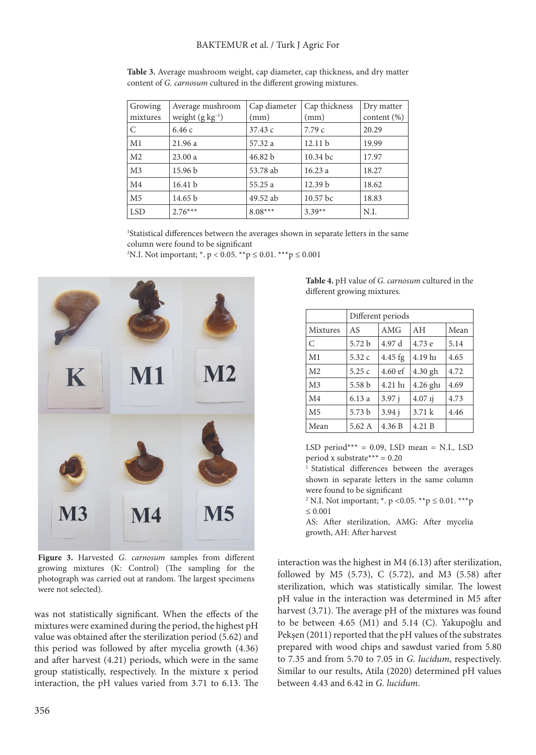**Table 3.** Average mushroom weight, cap diameter, cap thickness, and dry matter content of *G. carnosum* cultured in the different growing mixtures.

| Growing mixtures | Average mushroom weight (g $kg^{-1}$) | Cap diameter (mm) | Cap thickness (mm) | Dry matter content (%) |
|---|---|---|---|---|
| C | 6.46 c | 37.43 c | 7.79 c | 20.29 |
| M1 | 21.96 a | 57.32 a | 12.11 b | 19.99 |
| M2 | 23.00 a | 46.82 b | 10.34 bc | 17.97 |
| M3 | 15.96 b | 53.78 ab | 16.23 a | 18.27 |
| M4 | 16.41 b | 55.25 a | 12.39 b | 18.62 |
| M5 | 14.65 b | 49.52 ab | 10.57 bc | 18.83 |
| LSD | 2.76*** | 8.08*** | 3.39** | N.I. |

[1]Statistical differences between the averages shown in separate letters in the same column were found to be significant

[2]N.I. Not important; *. $p < 0.05$. **$p \leq 0.01$. ***$p \leq 0.001$

Figure 3. Harvested *G. carnosum* samples from different growing mixtures (K: Control) (The sampling for the photograph was carried out at random. The largest specimens were not selected).

**Table 4.** pH value of *G. carnosum* cultured in the different growing mixtures.

| | Different periods | | | |
|---|---|---|---|---|
| Mixtures | AS | AMG | AH | Mean |
| C | 5.72 b | 4.97 d | 4.73 e | 5.14 |
| M1 | 5.32 c | 4.45 fg | 4.19 hı | 4.65 |
| M2 | 5.25 c | 4.60 ef | 4.30 gh | 4.72 |
| M3 | 5.58 b | 4.21 hı | 4.26 ghı | 4.69 |
| M4 | 6.13 a | 3.97 j | 4.07 ıj | 4.73 |
| M5 | 5.73 b | 3.94 j | 3.71 k | 4.46 |
| Mean | 5.62 A | 4.36 B | 4.21 B | |

LSD period*** = 0.09, LSD mean = N.I., LSD period x substrate*** = 0.20

[1] Statistical differences between the averages shown in separate letters in the same column were found to be significant

[2] N.I. Not important; *. $p < 0.05$. **$p \leq 0.01$. ***$p \leq 0.001$

AS: After sterilization, AMG: After mycelia growth, AH: After harvest

was not statistically significant. When the effects of the mixtures were examined during the period, the highest pH value was obtained after the sterilization period (5.62) and this period was followed by after mycelia growth (4.36) and after harvest (4.21) periods, which were in the same group statistically, respectively. In the mixture x period interaction, the pH values varied from 3.71 to 6.13. The interaction was the highest in M4 (6.13) after sterilization, followed by M5 (5.73), C (5.72), and M3 (5.58) after sterilization, which was statistically similar. The lowest pH value in the interaction was determined in M5 after harvest (3.71). The average pH of the mixtures was found to be between 4.65 (M1) and 5.14 (C). Yakupoğlu and Pekşen (2011) reported that the pH values of the substrates prepared with wood chips and sawdust varied from 5.80 to 7.35 and from 5.70 to 7.05 in *G. lucidum*, respectively. Similar to our results, Atila (2020) determined pH values between 4.43 and 6.42 in *G. lucidum*.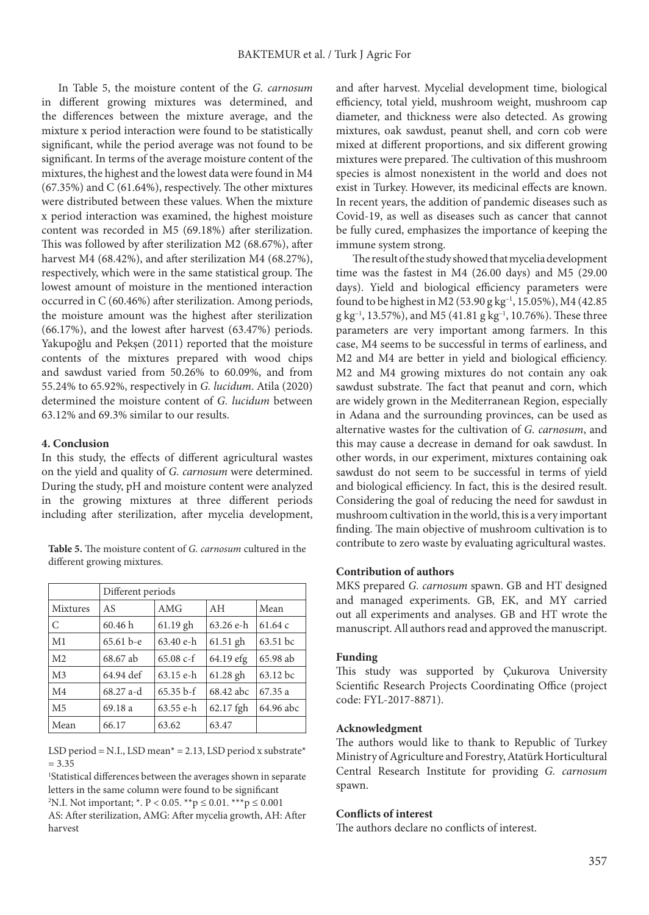In Table 5, the moisture content of the *G. carnosum* in different growing mixtures was determined, and the differences between the mixture average, and the mixture x period interaction were found to be statistically significant, while the period average was not found to be significant. In terms of the average moisture content of the mixtures, the highest and the lowest data were found in M4 (67.35%) and C (61.64%), respectively. The other mixtures were distributed between these values. When the mixture x period interaction was examined, the highest moisture content was recorded in M5 (69.18%) after sterilization. This was followed by after sterilization M2 (68.67%), after harvest M4 (68.42%), and after sterilization M4 (68.27%), respectively, which were in the same statistical group. The lowest amount of moisture in the mentioned interaction occurred in C (60.46%) after sterilization. Among periods, the moisture amount was the highest after sterilization (66.17%), and the lowest after harvest (63.47%) periods. Yakupoğlu and Pekşen (2011) reported that the moisture contents of the mixtures prepared with wood chips and sawdust varied from 50.26% to 60.09%, and from 55.24% to 65.92%, respectively in *G. lucidum*. Atila (2020) determined the moisture content of *G. lucidum* between 63.12% and 69.3% similar to our results.

**Table 5.** The moisture content of *G. carnosum* cultured in the different growing mixtures.

| | Different periods | | | |
|---|---|---|---|---|
| Mixtures | AS | AMG | AH | Mean |
| C | 60.46 h | 61.19 gh | 63.26 e-h | 61.64 c |
| M1 | 65.61 b-e | 63.40 e-h | 61.51 gh | 63.51 bc |
| M2 | 68.67 ab | 65.08 c-f | 64.19 efg | 65.98 ab |
| M3 | 64.94 def | 63.15 e-h | 61.28 gh | 63.12 bc |
| M4 | 68.27 a-d | 65.35 b-f | 68.42 abc | 67.35 a |
| M5 | 69.18 a | 63.55 e-h | 62.17 fgh | 64.96 abc |
| Mean | 66.17 | 63.62 | 63.47 | |

LSD period = N.I., LSD mean* = 2.13, LSD period x substrate* = 3.35

[1]Statistical differences between the averages shown in separate letters in the same column were found to be significant

[2]N.I. Not important; *. $P < 0.05$. **$p \leq 0.01$. ***$p \leq 0.001$

AS: After sterilization, AMG: After mycelia growth, AH: After harvest

## 4. Conclusion

In this study, the effects of different agricultural wastes on the yield and quality of *G. carnosum* were determined. During the study, pH and moisture content were analyzed in the growing mixtures at three different periods including after sterilization, after mycelia development, and after harvest. Mycelial development time, biological efficiency, total yield, mushroom weight, mushroom cap diameter, and thickness were also detected. As growing mixtures, oak sawdust, peanut shell, and corn cob were mixed at different proportions, and six different growing mixtures were prepared. The cultivation of this mushroom species is almost nonexistent in the world and does not exist in Turkey. However, its medicinal effects are known. In recent years, the addition of pandemic diseases such as Covid-19, as well as diseases such as cancer that cannot be fully cured, emphasizes the importance of keeping the immune system strong.

The result of the study showed that mycelia development time was the fastest in M4 (26.00 days) and M5 (29.00 days). Yield and biological efficiency parameters were found to be highest in M2 (53.90 g $kg^{-1}$, 15.05%), M4 (42.85 g $kg^{-1}$, 13.57%), and M5 (41.81 g $kg^{-1}$, 10.76%). These three parameters are very important among farmers. In this case, M4 seems to be successful in terms of earliness, and M2 and M4 are better in yield and biological efficiency. M2 and M4 growing mixtures do not contain any oak sawdust substrate. The fact that peanut and corn, which are widely grown in the Mediterranean Region, especially in Adana and the surrounding provinces, can be used as alternative wastes for the cultivation of *G. carnosum*, and this may cause a decrease in demand for oak sawdust. In other words, in our experiment, mixtures containing oak sawdust do not seem to be successful in terms of yield and biological efficiency. In fact, this is the desired result. Considering the goal of reducing the need for sawdust in mushroom cultivation in the world, this is a very important finding. The main objective of mushroom cultivation is to contribute to zero waste by evaluating agricultural wastes.

### Contribution of authors

MKS prepared *G. carnosum* spawn. GB and HT designed and managed experiments. GB, EK, and MY carried out all experiments and analyses. GB and HT wrote the manuscript. All authors read and approved the manuscript.

### Funding

This study was supported by Çukurova University Scientific Research Projects Coordinating Office (project code: FYL-2017-8871).

### Acknowledgment

The authors would like to thank to Republic of Turkey Ministry of Agriculture and Forestry, Atatürk Horticultural Central Research Institute for providing *G. carnosum* spawn.

### Conflicts of interest

The authors declare no conflicts of interest.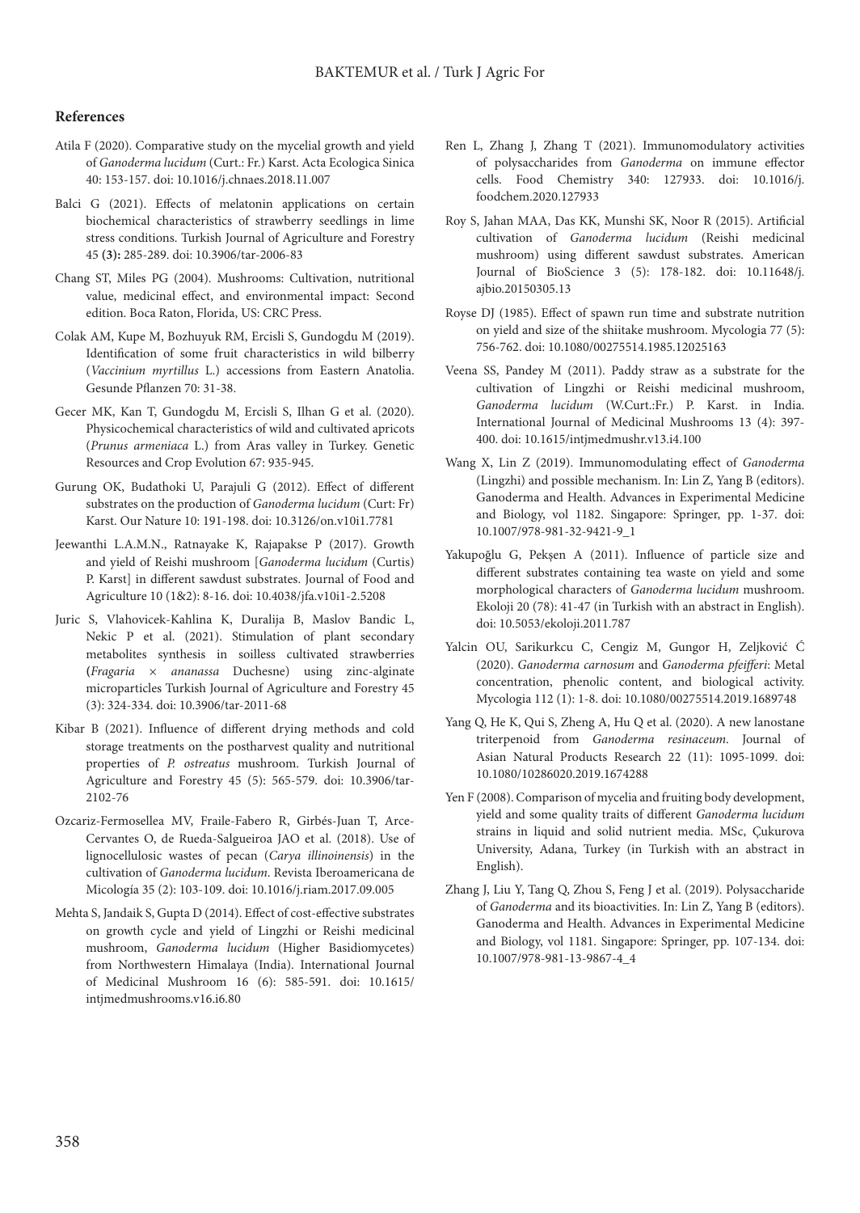## References

Atila F (2020). Comparative study on the mycelial growth and yield of *Ganoderma lucidum* (Curt.: Fr.) Karst. Acta Ecologica Sinica 40: 153-157. doi: 10.1016/j.chnaes.2018.11.007

Balci G (2021). Effects of melatonin applications on certain biochemical characteristics of strawberry seedlings in lime stress conditions. Turkish Journal of Agriculture and Forestry 45 **(3):** 285-289. doi: 10.3906/tar-2006-83

Chang ST, Miles PG (2004). Mushrooms: Cultivation, nutritional value, medicinal effect, and environmental impact: Second edition. Boca Raton, Florida, US: CRC Press.

Colak AM, Kupe M, Bozhuyuk RM, Ercisli S, Gundogdu M (2019). Identification of some fruit characteristics in wild bilberry (*Vaccinium myrtillus* L.) accessions from Eastern Anatolia. Gesunde Pflanzen 70: 31-38.

Gecer MK, Kan T, Gundogdu M, Ercisli S, Ilhan G et al. (2020). Physicochemical characteristics of wild and cultivated apricots (*Prunus armeniaca* L.) from Aras valley in Turkey. Genetic Resources and Crop Evolution 67: 935-945.

Gurung OK, Budathoki U, Parajuli G (2012). Effect of different substrates on the production of *Ganoderma lucidum* (Curt: Fr) Karst. Our Nature 10: 191-198. doi: 10.3126/on.v10i1.7781

Jeewanthi L.A.M.N., Ratnayake K, Rajapakse P (2017). Growth and yield of Reishi mushroom [*Ganoderma lucidum* (Curtis) P. Karst] in different sawdust substrates. Journal of Food and Agriculture 10 (1&2): 8-16. doi: 10.4038/jfa.v10i1-2.5208

Juric S, Vlahovicek-Kahlina K, Duralija B, Maslov Bandic L, Nekic P et al. (2021). Stimulation of plant secondary metabolites synthesis in soilless cultivated strawberries (*Fragaria* × *ananassa* Duchesne) using zinc-alginate microparticles Turkish Journal of Agriculture and Forestry 45 (3): 324-334. doi: 10.3906/tar-2011-68

Kibar B (2021). Influence of different drying methods and cold storage treatments on the postharvest quality and nutritional properties of *P. ostreatus* mushroom. Turkish Journal of Agriculture and Forestry 45 (5): 565-579. doi: 10.3906/tar-2102-76

Ozcariz-Fermosellea MV, Fraile-Fabero R, Girbés-Juan T, Arce-Cervantes O, de Rueda-Salgueiroa JAO et al. (2018). Use of lignocellulosic wastes of pecan (*Carya illinoinensis*) in the cultivation of *Ganoderma lucidum*. Revista Iberoamericana de Micología 35 (2): 103-109. doi: 10.1016/j.riam.2017.09.005

Mehta S, Jandaik S, Gupta D (2014). Effect of cost-effective substrates on growth cycle and yield of Lingzhi or Reishi medicinal mushroom, *Ganoderma lucidum* (Higher Basidiomycetes) from Northwestern Himalaya (India). International Journal of Medicinal Mushroom 16 (6): 585-591. doi: 10.1615/intjmedmushrooms.v16.i6.80

Ren L, Zhang J, Zhang T (2021). Immunomodulatory activities of polysaccharides from *Ganoderma* on immune effector cells. Food Chemistry 340: 127933. doi: 10.1016/j.foodchem.2020.127933

Roy S, Jahan MAA, Das KK, Munshi SK, Noor R (2015). Artificial cultivation of *Ganoderma lucidum* (Reishi medicinal mushroom) using different sawdust substrates. American Journal of BioScience 3 (5): 178-182. doi: 10.11648/j.ajbio.20150305.13

Royse DJ (1985). Effect of spawn run time and substrate nutrition on yield and size of the shiitake mushroom. Mycologia 77 (5): 756-762. doi: 10.1080/00275514.1985.12025163

Veena SS, Pandey M (2011). Paddy straw as a substrate for the cultivation of Lingzhi or Reishi medicinal mushroom, *Ganoderma lucidum* (W.Curt.:Fr.) P. Karst. in India. International Journal of Medicinal Mushrooms 13 (4): 397-400. doi: 10.1615/intjmedmushr.v13.i4.100

Wang X, Lin Z (2019). Immunomodulating effect of *Ganoderma* (Lingzhi) and possible mechanism. In: Lin Z, Yang B (editors). Ganoderma and Health. Advances in Experimental Medicine and Biology, vol 1182. Singapore: Springer, pp. 1-37. doi: 10.1007/978-981-32-9421-9_1

Yakupoğlu G, Pekşen A (2011). Influence of particle size and different substrates containing tea waste on yield and some morphological characters of *Ganoderma lucidum* mushroom. Ekoloji 20 (78): 41-47 (in Turkish with an abstract in English). doi: 10.5053/ekoloji.2011.787

Yalcin OU, Sarikurkcu C, Cengiz M, Gungor H, Zeljković Ć (2020). *Ganoderma carnosum* and *Ganoderma pfeifferi*: Metal concentration, phenolic content, and biological activity. Mycologia 112 (1): 1-8. doi: 10.1080/00275514.2019.1689748

Yang Q, He K, Qui S, Zheng A, Hu Q et al. (2020). A new lanostane triterpenoid from *Ganoderma resinaceum*. Journal of Asian Natural Products Research 22 (11): 1095-1099. doi: 10.1080/10286020.2019.1674288

Yen F (2008). Comparison of mycelia and fruiting body development, yield and some quality traits of different *Ganoderma lucidum* strains in liquid and solid nutrient media. MSc, Çukurova University, Adana, Turkey (in Turkish with an abstract in English).

Zhang J, Liu Y, Tang Q, Zhou S, Feng J et al. (2019). Polysaccharide of *Ganoderma* and its bioactivities. In: Lin Z, Yang B (editors). Ganoderma and Health. Advances in Experimental Medicine and Biology, vol 1181. Singapore: Springer, pp. 107-134. doi: 10.1007/978-981-13-9867-4_4